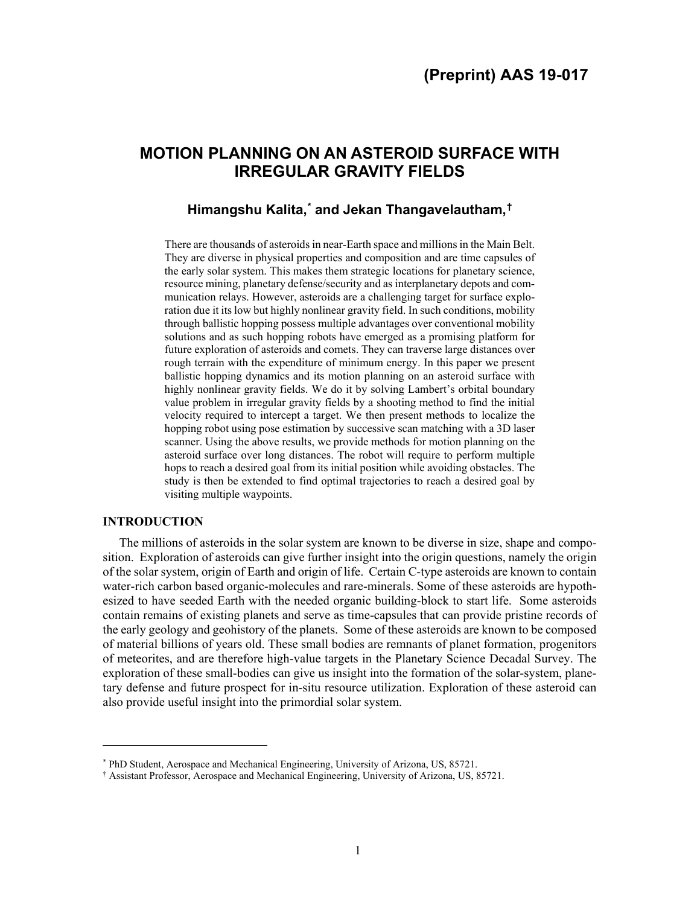(Preprint) AAS 19-017

# MOTION PLANNING ON AN ASTEROID SURFACE WITH IRREGULAR GRAVITY FIELDS

**Himangshu Kalita,[*] and Jekan Thangavelautham,[†]**

There are thousands of asteroids in near-Earth space and millions in the Main Belt. They are diverse in physical properties and composition and are time capsules of the early solar system. This makes them strategic locations for planetary science, resource mining, planetary defense/security and as interplanetary depots and communication relays. However, asteroids are a challenging target for surface exploration due it its low but highly nonlinear gravity field. In such conditions, mobility through ballistic hopping possess multiple advantages over conventional mobility solutions and as such hopping robots have emerged as a promising platform for future exploration of asteroids and comets. They can traverse large distances over rough terrain with the expenditure of minimum energy. In this paper we present ballistic hopping dynamics and its motion planning on an asteroid surface with highly nonlinear gravity fields. We do it by solving Lambert's orbital boundary value problem in irregular gravity fields by a shooting method to find the initial velocity required to intercept a target. We then present methods to localize the hopping robot using pose estimation by successive scan matching with a 3D laser scanner. Using the above results, we provide methods for motion planning on the asteroid surface over long distances. The robot will require to perform multiple hops to reach a desired goal from its initial position while avoiding obstacles. The study is then be extended to find optimal trajectories to reach a desired goal by visiting multiple waypoints.

## INTRODUCTION

The millions of asteroids in the solar system are known to be diverse in size, shape and composition. Exploration of asteroids can give further insight into the origin questions, namely the origin of the solar system, origin of Earth and origin of life. Certain C-type asteroids are known to contain water-rich carbon based organic-molecules and rare-minerals. Some of these asteroids are hypothesized to have seeded Earth with the needed organic building-block to start life. Some asteroids contain remains of existing planets and serve as time-capsules that can provide pristine records of the early geology and geohistory of the planets. Some of these asteroids are known to be composed of material billions of years old. These small bodies are remnants of planet formation, progenitors of meteorites, and are therefore high-value targets in the Planetary Science Decadal Survey. The exploration of these small-bodies can give us insight into the formation of the solar-system, planetary defense and future prospect for in-situ resource utilization. Exploration of these asteroid can also provide useful insight into the primordial solar system.

[*] PhD Student, Aerospace and Mechanical Engineering, University of Arizona, US, 85721.

[†] Assistant Professor, Aerospace and Mechanical Engineering, University of Arizona, US, 85721.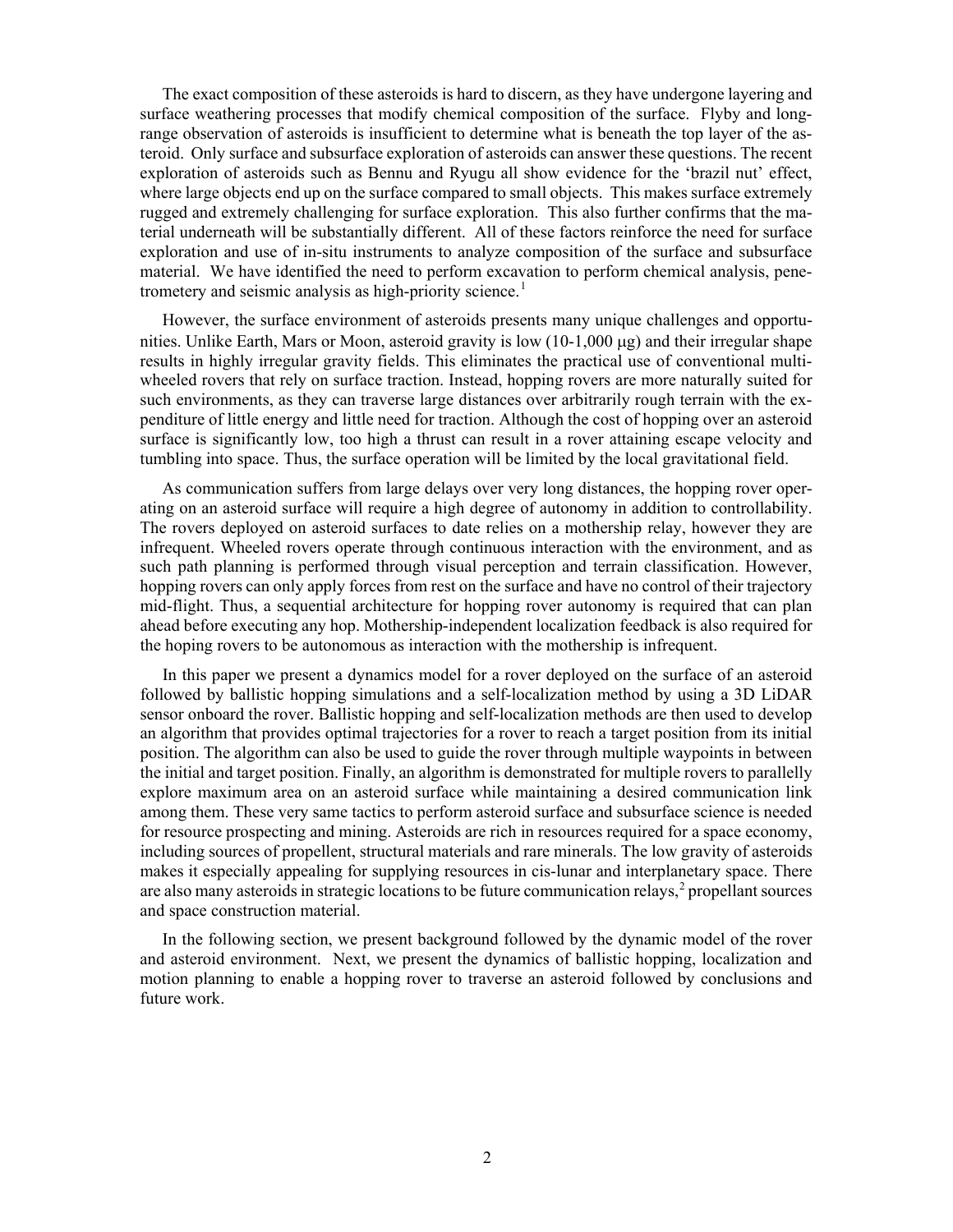The exact composition of these asteroids is hard to discern, as they have undergone layering and surface weathering processes that modify chemical composition of the surface. Flyby and long-range observation of asteroids is insufficient to determine what is beneath the top layer of the asteroid. Only surface and subsurface exploration of asteroids can answer these questions. The recent exploration of asteroids such as Bennu and Ryugu all show evidence for the 'brazil nut' effect, where large objects end up on the surface compared to small objects. This makes surface extremely rugged and extremely challenging for surface exploration. This also further confirms that the material underneath will be substantially different. All of these factors reinforce the need for surface exploration and use of in-situ instruments to analyze composition of the surface and subsurface material. We have identified the need to perform excavation to perform chemical analysis, penetrometery and seismic analysis as high-priority science.[1]

However, the surface environment of asteroids presents many unique challenges and opportunities. Unlike Earth, Mars or Moon, asteroid gravity is low (10-1,000 μg) and their irregular shape results in highly irregular gravity fields. This eliminates the practical use of conventional multi-wheeled rovers that rely on surface traction. Instead, hopping rovers are more naturally suited for such environments, as they can traverse large distances over arbitrarily rough terrain with the expenditure of little energy and little need for traction. Although the cost of hopping over an asteroid surface is significantly low, too high a thrust can result in a rover attaining escape velocity and tumbling into space. Thus, the surface operation will be limited by the local gravitational field.

As communication suffers from large delays over very long distances, the hopping rover operating on an asteroid surface will require a high degree of autonomy in addition to controllability. The rovers deployed on asteroid surfaces to date relies on a mothership relay, however they are infrequent. Wheeled rovers operate through continuous interaction with the environment, and as such path planning is performed through visual perception and terrain classification. However, hopping rovers can only apply forces from rest on the surface and have no control of their trajectory mid-flight. Thus, a sequential architecture for hopping rover autonomy is required that can plan ahead before executing any hop. Mothership-independent localization feedback is also required for the hoping rovers to be autonomous as interaction with the mothership is infrequent.

In this paper we present a dynamics model for a rover deployed on the surface of an asteroid followed by ballistic hopping simulations and a self-localization method by using a 3D LiDAR sensor onboard the rover. Ballistic hopping and self-localization methods are then used to develop an algorithm that provides optimal trajectories for a rover to reach a target position from its initial position. The algorithm can also be used to guide the rover through multiple waypoints in between the initial and target position. Finally, an algorithm is demonstrated for multiple rovers to parallelly explore maximum area on an asteroid surface while maintaining a desired communication link among them. These very same tactics to perform asteroid surface and subsurface science is needed for resource prospecting and mining. Asteroids are rich in resources required for a space economy, including sources of propellent, structural materials and rare minerals. The low gravity of asteroids makes it especially appealing for supplying resources in cis-lunar and interplanetary space. There are also many asteroids in strategic locations to be future communication relays,[2] propellant sources and space construction material.

In the following section, we present background followed by the dynamic model of the rover and asteroid environment. Next, we present the dynamics of ballistic hopping, localization and motion planning to enable a hopping rover to traverse an asteroid followed by conclusions and future work.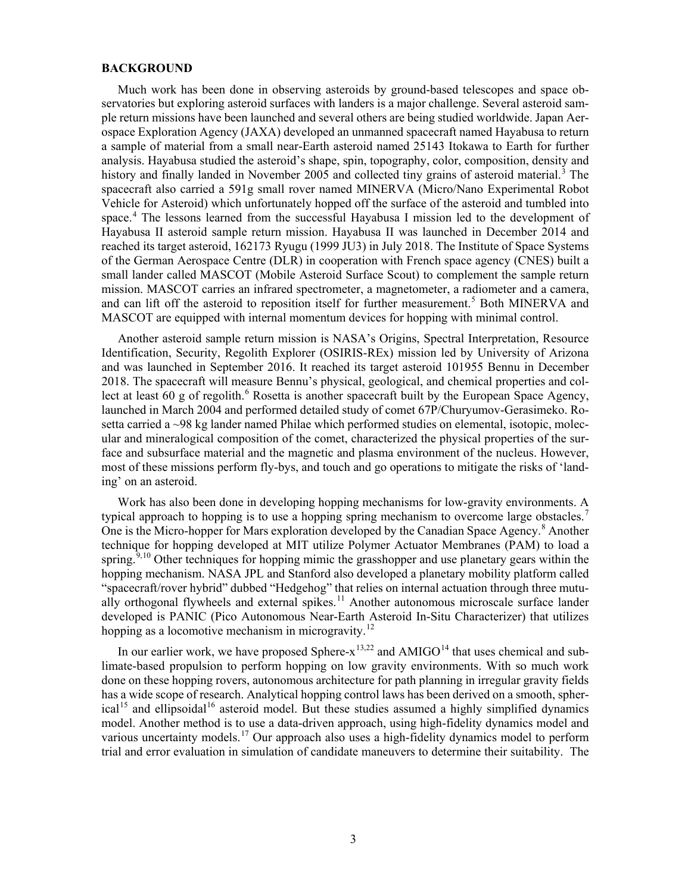**BACKGROUND**

Much work has been done in observing asteroids by ground-based telescopes and space observatories but exploring asteroid surfaces with landers is a major challenge. Several asteroid sample return missions have been launched and several others are being studied worldwide. Japan Aerospace Exploration Agency (JAXA) developed an unmanned spacecraft named Hayabusa to return a sample of material from a small near-Earth asteroid named 25143 Itokawa to Earth for further analysis. Hayabusa studied the asteroid's shape, spin, topography, color, composition, density and history and finally landed in November 2005 and collected tiny grains of asteroid material.[3] The spacecraft also carried a 591g small rover named MINERVA (Micro/Nano Experimental Robot Vehicle for Asteroid) which unfortunately hopped off the surface of the asteroid and tumbled into space.[4] The lessons learned from the successful Hayabusa I mission led to the development of Hayabusa II asteroid sample return mission. Hayabusa II was launched in December 2014 and reached its target asteroid, 162173 Ryugu (1999 JU3) in July 2018. The Institute of Space Systems of the German Aerospace Centre (DLR) in cooperation with French space agency (CNES) built a small lander called MASCOT (Mobile Asteroid Surface Scout) to complement the sample return mission. MASCOT carries an infrared spectrometer, a magnetometer, a radiometer and a camera, and can lift off the asteroid to reposition itself for further measurement.[5] Both MINERVA and MASCOT are equipped with internal momentum devices for hopping with minimal control.

Another asteroid sample return mission is NASA's Origins, Spectral Interpretation, Resource Identification, Security, Regolith Explorer (OSIRIS-REx) mission led by University of Arizona and was launched in September 2016. It reached its target asteroid 101955 Bennu in December 2018. The spacecraft will measure Bennu's physical, geological, and chemical properties and collect at least 60 g of regolith.[6] Rosetta is another spacecraft built by the European Space Agency, launched in March 2004 and performed detailed study of comet 67P/Churyumov-Gerasimeko. Rosetta carried a ~98 kg lander named Philae which performed studies on elemental, isotopic, molecular and mineralogical composition of the comet, characterized the physical properties of the surface and subsurface material and the magnetic and plasma environment of the nucleus. However, most of these missions perform fly-bys, and touch and go operations to mitigate the risks of 'landing' on an asteroid.

Work has also been done in developing hopping mechanisms for low-gravity environments. A typical approach to hopping is to use a hopping spring mechanism to overcome large obstacles.[7] One is the Micro-hopper for Mars exploration developed by the Canadian Space Agency.[8] Another technique for hopping developed at MIT utilize Polymer Actuator Membranes (PAM) to load a spring.[9,10] Other techniques for hopping mimic the grasshopper and use planetary gears within the hopping mechanism. NASA JPL and Stanford also developed a planetary mobility platform called "spacecraft/rover hybrid" dubbed "Hedgehog" that relies on internal actuation through three mutually orthogonal flywheels and external spikes.[11] Another autonomous microscale surface lander developed is PANIC (Pico Autonomous Near-Earth Asteroid In-Situ Characterizer) that utilizes hopping as a locomotive mechanism in microgravity.[12]

In our earlier work, we have proposed Sphere-x[13,22] and AMIGO[14] that uses chemical and sublimate-based propulsion to perform hopping on low gravity environments. With so much work done on these hopping rovers, autonomous architecture for path planning in irregular gravity fields has a wide scope of research. Analytical hopping control laws has been derived on a smooth, spherical[15] and ellipsoidal[16] asteroid model. But these studies assumed a highly simplified dynamics model. Another method is to use a data-driven approach, using high-fidelity dynamics model and various uncertainty models.[17] Our approach also uses a high-fidelity dynamics model to perform trial and error evaluation in simulation of candidate maneuvers to determine their suitability. The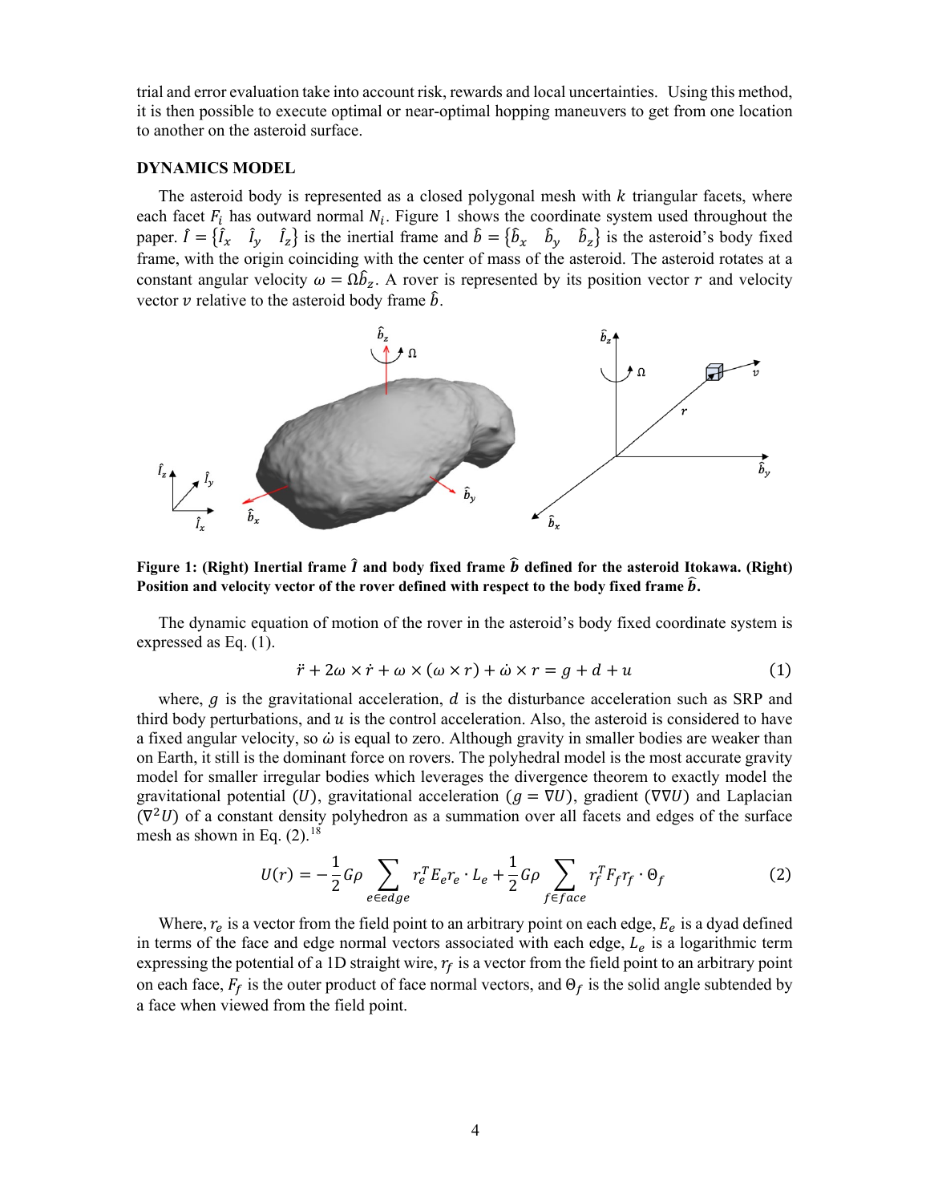trial and error evaluation take into account risk, rewards and local uncertainties. Using this method, it is then possible to execute optimal or near-optimal hopping maneuvers to get from one location to another on the asteroid surface.

## DYNAMICS MODEL

The asteroid body is represented as a closed polygonal mesh with $k$ triangular facets, where each facet $F_i$ has outward normal $N_i$. Figure 1 shows the coordinate system used throughout the paper. $\hat{I} = \{\hat{I}_x \quad \hat{I}_y \quad \hat{I}_z\}$ is the inertial frame and $\hat{b} = \{\hat{b}_x \quad \hat{b}_y \quad \hat{b}_z\}$ is the asteroid's body fixed frame, with the origin coinciding with the center of mass of the asteroid. The asteroid rotates at a constant angular velocity $\omega = \Omega \hat{b}_z$. A rover is represented by its position vector $r$ and velocity vector $v$ relative to the asteroid body frame $\hat{b}$.

**Figure 1: (Right) Inertial frame $\hat{I}$ and body fixed frame $\hat{b}$ defined for the asteroid Itokawa. (Right) Position and velocity vector of the rover defined with respect to the body fixed frame $\hat{b}$.**

The dynamic equation of motion of the rover in the asteroid's body fixed coordinate system is expressed as Eq. (1).

$$\ddot{r} + 2\omega \times \dot{r} + \omega \times (\omega \times r) + \dot{\omega} \times r = g + d + u \tag{1}$$

where, $g$ is the gravitational acceleration, $d$ is the disturbance acceleration such as SRP and third body perturbations, and $u$ is the control acceleration. Also, the asteroid is considered to have a fixed angular velocity, so $\dot{\omega}$ is equal to zero. Although gravity in smaller bodies are weaker than on Earth, it still is the dominant force on rovers. The polyhedral model is the most accurate gravity model for smaller irregular bodies which leverages the divergence theorem to exactly model the gravitational potential ($U$), gravitational acceleration ($g = \nabla U$), gradient ($\nabla\nabla U$) and Laplacian ($\nabla^2 U$) of a constant density polyhedron as a summation over all facets and edges of the surface mesh as shown in Eq. (2).[18]

$$U(r) = -\frac{1}{2} G\rho \sum_{e \in edge} r_e^T E_e r_e \cdot L_e + \frac{1}{2} G\rho \sum_{f \in face} r_f^T F_f r_f \cdot \Theta_f \tag{2}$$

Where, $r_e$ is a vector from the field point to an arbitrary point on each edge, $E_e$ is a dyad defined in terms of the face and edge normal vectors associated with each edge, $L_e$ is a logarithmic term expressing the potential of a 1D straight wire, $r_f$ is a vector from the field point to an arbitrary point on each face, $F_f$ is the outer product of face normal vectors, and $\Theta_f$ is the solid angle subtended by a face when viewed from the field point.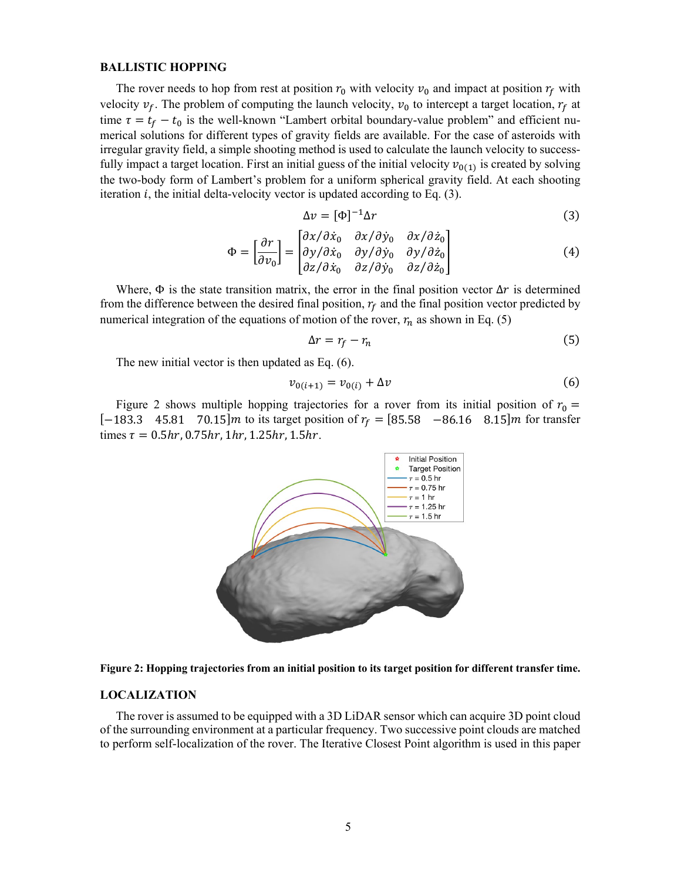## BALLISTIC HOPPING

The rover needs to hop from rest at position $r_0$ with velocity $v_0$ and impact at position $r_f$ with velocity $v_f$. The problem of computing the launch velocity, $v_0$ to intercept a target location, $r_f$ at time $\tau = t_f - t_0$ is the well-known "Lambert orbital boundary-value problem" and efficient numerical solutions for different types of gravity fields are available. For the case of asteroids with irregular gravity field, a simple shooting method is used to calculate the launch velocity to successfully impact a target location. First an initial guess of the initial velocity $v_{0(1)}$ is created by solving the two-body form of Lambert's problem for a uniform spherical gravity field. At each shooting iteration $i$, the initial delta-velocity vector is updated according to Eq. (3).

$$\Delta v = [\Phi]^{-1} \Delta r \tag{3}$$

$$\Phi = \left[\frac{\partial r}{\partial v_0}\right] = \begin{bmatrix} \partial x/\partial \dot{x}_0 & \partial x/\partial \dot{y}_0 & \partial x/\partial \dot{z}_0 \\ \partial y/\partial \dot{x}_0 & \partial y/\partial \dot{y}_0 & \partial y/\partial \dot{z}_0 \\ \partial z/\partial \dot{x}_0 & \partial z/\partial \dot{y}_0 & \partial z/\partial \dot{z}_0 \end{bmatrix} \tag{4}$$

Where, $\Phi$ is the state transition matrix, the error in the final position vector $\Delta r$ is determined from the difference between the desired final position, $r_f$ and the final position vector predicted by numerical integration of the equations of motion of the rover, $r_n$ as shown in Eq. (5)

$$\Delta r = r_f - r_n \tag{5}$$

The new initial vector is then updated as Eq. (6).

$$v_{0(i+1)} = v_{0(i)} + \Delta v \tag{6}$$

Figure 2 shows multiple hopping trajectories for a rover from its initial position of $r_0 = [-183.3 \quad 45.81 \quad 70.15]m$ to its target position of $r_f = [85.58 \quad -86.16 \quad 8.15]m$ for transfer times $\tau = 0.5hr, 0.75hr, 1hr, 1.25hr, 1.5hr$.

**Figure 2: Hopping trajectories from an initial position to its target position for different transfer time.**

## LOCALIZATION

The rover is assumed to be equipped with a 3D LiDAR sensor which can acquire 3D point cloud of the surrounding environment at a particular frequency. Two successive point clouds are matched to perform self-localization of the rover. The Iterative Closest Point algorithm is used in this paper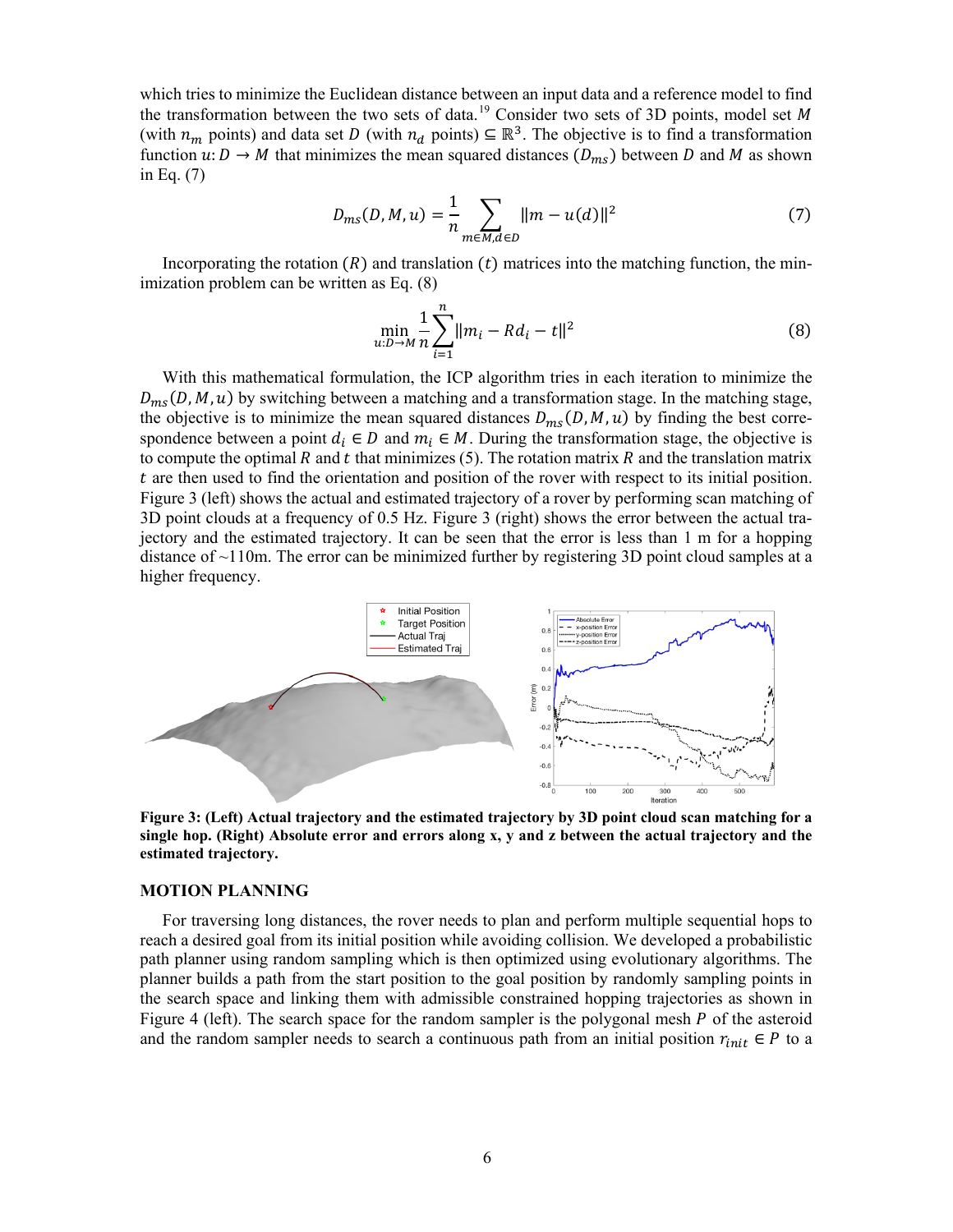which tries to minimize the Euclidean distance between an input data and a reference model to find the transformation between the two sets of data.[19] Consider two sets of 3D points, model set $M$ (with $n_m$ points) and data set $D$ (with $n_d$ points) $\subseteq \mathbb{R}^3$. The objective is to find a transformation function $u: D \to M$ that minimizes the mean squared distances ($D_{ms}$) between $D$ and $M$ as shown in Eq. (7)

$$D_{ms}(D, M, u) = \frac{1}{n} \sum_{m \in M, d \in D} \|m - u(d)\|^2 \tag{7}$$

Incorporating the rotation ($R$) and translation ($t$) matrices into the matching function, the minimization problem can be written as Eq. (8)

$$\min_{u: D \to M} \frac{1}{n} \sum_{i=1}^{n} \|m_i - Rd_i - t\|^2 \tag{8}$$

With this mathematical formulation, the ICP algorithm tries in each iteration to minimize the $D_{ms}(D, M, u)$ by switching between a matching and a transformation stage. In the matching stage, the objective is to minimize the mean squared distances $D_{ms}(D, M, u)$ by finding the best correspondence between a point $d_i \in D$ and $m_i \in M$. During the transformation stage, the objective is to compute the optimal $R$ and $t$ that minimizes (5). The rotation matrix $R$ and the translation matrix $t$ are then used to find the orientation and position of the rover with respect to its initial position. Figure 3 (left) shows the actual and estimated trajectory of a rover by performing scan matching of 3D point clouds at a frequency of 0.5 Hz. Figure 3 (right) shows the error between the actual trajectory and the estimated trajectory. It can be seen that the error is less than 1 m for a hopping distance of ~110m. The error can be minimized further by registering 3D point cloud samples at a higher frequency.

**Figure 3: (Left) Actual trajectory and the estimated trajectory by 3D point cloud scan matching for a single hop. (Right) Absolute error and errors along x, y and z between the actual trajectory and the estimated trajectory.**

## MOTION PLANNING

For traversing long distances, the rover needs to plan and perform multiple sequential hops to reach a desired goal from its initial position while avoiding collision. We developed a probabilistic path planner using random sampling which is then optimized using evolutionary algorithms. The planner builds a path from the start position to the goal position by randomly sampling points in the search space and linking them with admissible constrained hopping trajectories as shown in Figure 4 (left). The search space for the random sampler is the polygonal mesh $P$ of the asteroid and the random sampler needs to search a continuous path from an initial position $r_{init} \in P$ to a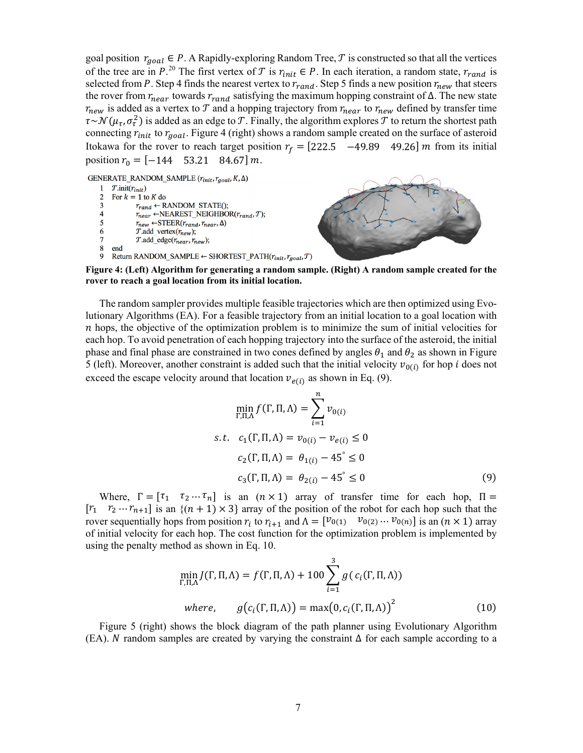goal position $r_{goal} \in P$. A Rapidly-exploring Random Tree, $\mathcal{T}$ is constructed so that all the vertices of the tree are in $P$.[20] The first vertex of $\mathcal{T}$ is $r_{init} \in P$. In each iteration, a random state, $r_{rand}$ is selected from $P$. Step 4 finds the nearest vertex to $r_{rand}$. Step 5 finds a new position $r_{new}$ that steers the rover from $r_{near}$ towards $r_{rand}$ satisfying the maximum hopping constraint of $\Delta$. The new state $r_{new}$ is added as a vertex to $\mathcal{T}$ and a hopping trajectory from $r_{near}$ to $r_{new}$ defined by transfer time $\tau \sim \mathcal{N}(\mu_\tau, \sigma_\tau^2)$ is added as an edge to $\mathcal{T}$. Finally, the algorithm explores $\mathcal{T}$ to return the shortest path connecting $r_{init}$ to $r_{goal}$. Figure 4 (right) shows a random sample created on the surface of asteroid Itokawa for the rover to reach target position $r_f = [222.5 \quad -49.89 \quad 49.26]\, m$ from its initial position $r_0 = [-144 \quad 53.21 \quad 84.67]\, m$.

```
GENERATE_RANDOM_SAMPLE (r_init, r_goal, K, Δ)
1   T.init(r_init)
2   For k = 1 to K do
3       r_rand ← RANDOM_STATE();
4       r_near ← NEAREST_NEIGHBOR(r_rand, T);
5       r_new ← STEER(r_rand, r_near, Δ)
6       T.add_vertex(r_new);
7       T.add_edge(r_near, r_new);
8   end
9   Return RANDOM_SAMPLE ← SHORTEST_PATH(r_init, r_goal, T)
```

**Figure 4: (Left) Algorithm for generating a random sample. (Right) A random sample created for the rover to reach a goal location from its initial location.**

The random sampler provides multiple feasible trajectories which are then optimized using Evolutionary Algorithms (EA). For a feasible trajectory from an initial location to a goal location with $n$ hops, the objective of the optimization problem is to minimize the sum of initial velocities for each hop. To avoid penetration of each hopping trajectory into the surface of the asteroid, the initial phase and final phase are constrained in two cones defined by angles $\theta_1$ and $\theta_2$ as shown in Figure 5 (left). Moreover, another constraint is added such that the initial velocity $v_{0(i)}$ for hop $i$ does not exceed the escape velocity around that location $v_{e(i)}$ as shown in Eq. (9).

$$
\begin{aligned}
&\min_{\Gamma,\Pi,\Lambda} f(\Gamma,\Pi,\Lambda) = \sum_{i=1}^{n} v_{0(i)} \\
s.t. \quad & c_1(\Gamma,\Pi,\Lambda) = v_{0(i)} - v_{e(i)} \leq 0 \\
& c_2(\Gamma,\Pi,\Lambda) = \theta_{1(i)} - 45^\circ \leq 0 \\
& c_3(\Gamma,\Pi,\Lambda) = \theta_{2(i)} - 45^\circ \leq 0
\end{aligned} \tag{9}
$$

Where, $\Gamma = [\tau_1 \quad \tau_2 \cdots \tau_n]$ is an $(n \times 1)$ array of transfer time for each hop, $\Pi = [r_1 \quad r_2 \cdots r_{n+1}]$ is an $\{(n+1) \times 3\}$ array of the position of the robot for each hop such that the rover sequentially hops from position $r_i$ to $r_{i+1}$ and $\Lambda = [v_{0(1)} \quad v_{0(2)} \cdots v_{0(n)}]$ is an $(n \times 1)$ array of initial velocity for each hop. The cost function for the optimization problem is implemented by using the penalty method as shown in Eq. 10.

$$
\begin{aligned}
&\min_{\Gamma,\Pi,\Lambda} J(\Gamma,\Pi,\Lambda) = f(\Gamma,\Pi,\Lambda) + 100 \sum_{i=1}^{3} g(c_i(\Gamma,\Pi,\Lambda)) \\
&where, \qquad g(c_i(\Gamma,\Pi,\Lambda)) = \max(0, c_i(\Gamma,\Pi,\Lambda))^2
\end{aligned} \tag{10}
$$

Figure 5 (right) shows the block diagram of the path planner using Evolutionary Algorithm (EA). $N$ random samples are created by varying the constraint $\Delta$ for each sample according to a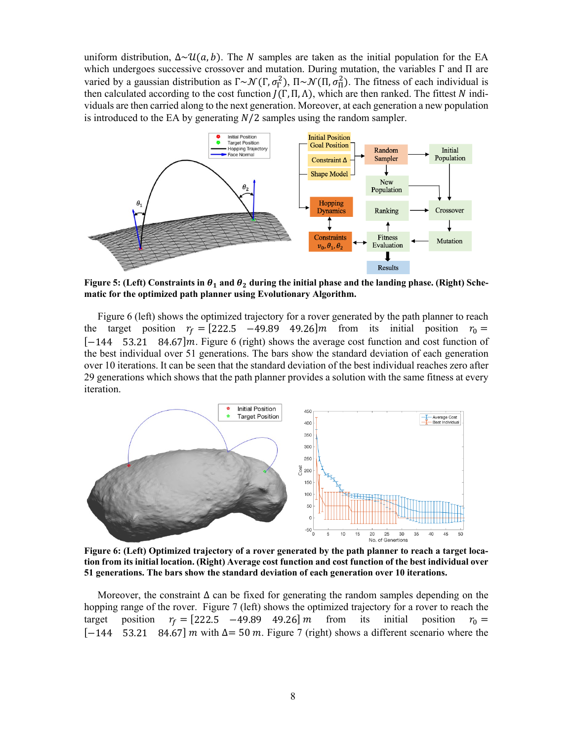uniform distribution, $\Delta \sim \mathcal{U}(a, b)$. The $N$ samples are taken as the initial population for the EA which undergoes successive crossover and mutation. During mutation, the variables $\Gamma$ and $\Pi$ are varied by a gaussian distribution as $\Gamma \sim \mathcal{N}(\Gamma, \sigma_\Gamma^2)$, $\Pi \sim \mathcal{N}(\Pi, \sigma_\Pi^2)$. The fitness of each individual is then calculated according to the cost function $J(\Gamma, \Pi, \Lambda)$, which are then ranked. The fittest $N$ individuals are then carried along to the next generation. Moreover, at each generation a new population is introduced to the EA by generating $N/2$ samples using the random sampler.

**Figure 5: (Left) Constraints in $\theta_1$ and $\theta_2$ during the initial phase and the landing phase. (Right) Schematic for the optimized path planner using Evolutionary Algorithm.**

Figure 6 (left) shows the optimized trajectory for a rover generated by the path planner to reach the target position $r_f = [222.5 \quad -49.89 \quad 49.26]m$ from its initial position $r_0 = [-144 \quad 53.21 \quad 84.67]m$. Figure 6 (right) shows the average cost function and cost function of the best individual over 51 generations. The bars show the standard deviation of each generation over 10 iterations. It can be seen that the standard deviation of the best individual reaches zero after 29 generations which shows that the path planner provides a solution with the same fitness at every iteration.

**Figure 6: (Left) Optimized trajectory of a rover generated by the path planner to reach a target location from its initial location. (Right) Average cost function and cost function of the best individual over 51 generations. The bars show the standard deviation of each generation over 10 iterations.**

Moreover, the constraint $\Delta$ can be fixed for generating the random samples depending on the hopping range of the rover. Figure 7 (left) shows the optimized trajectory for a rover to reach the target position $r_f = [222.5 \quad -49.89 \quad 49.26]\ m$ from its initial position $r_0 = [-144 \quad 53.21 \quad 84.67]\ m$ with $\Delta = 50\ m$. Figure 7 (right) shows a different scenario where the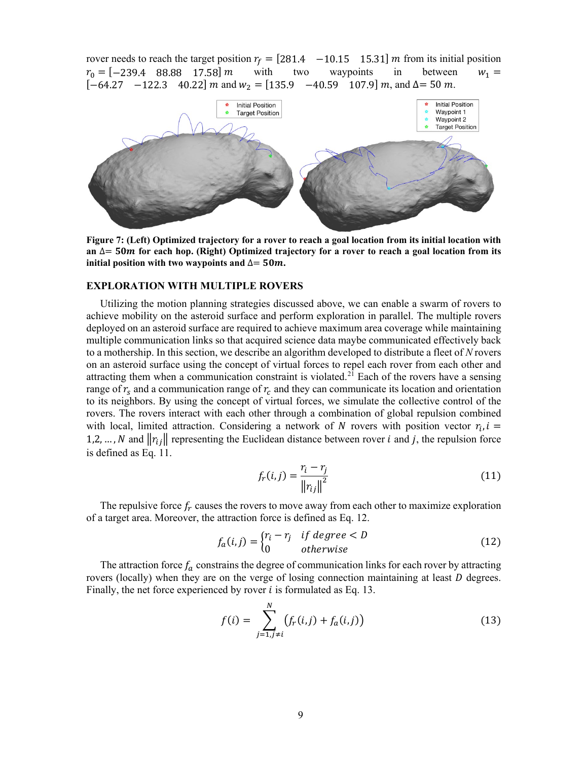rover needs to reach the target position $r_f = [281.4 \quad -10.15 \quad 15.31]\ m$ from its initial position $r_0 = [-239.4 \quad 88.88 \quad 17.58]\ m$ with two waypoints in between $w_1 = [-64.27 \quad -122.3 \quad 40.22]\ m$ and $w_2 = [135.9 \quad -40.59 \quad 107.9]\ m$, and $\Delta = 50\ m$.

**Figure 7: (Left) Optimized trajectory for a rover to reach a goal location from its initial location with an $\Delta = 50m$ for each hop. (Right) Optimized trajectory for a rover to reach a goal location from its initial position with two waypoints and $\Delta = 50m$.**

## EXPLORATION WITH MULTIPLE ROVERS

Utilizing the motion planning strategies discussed above, we can enable a swarm of rovers to achieve mobility on the asteroid surface and perform exploration in parallel. The multiple rovers deployed on an asteroid surface are required to achieve maximum area coverage while maintaining multiple communication links so that acquired science data maybe communicated effectively back to a mothership. In this section, we describe an algorithm developed to distribute a fleet of *N* rovers on an asteroid surface using the concept of virtual forces to repel each rover from each other and attracting them when a communication constraint is violated.[21] Each of the rovers have a sensing range of $r_s$ and a communication range of $r_c$ and they can communicate its location and orientation to its neighbors. By using the concept of virtual forces, we simulate the collective control of the rovers. The rovers interact with each other through a combination of global repulsion combined with local, limited attraction. Considering a network of $N$ rovers with position vector $r_i, i = 1,2, \dots, N$ and $\|r_{ij}\|$ representing the Euclidean distance between rover $i$ and $j$, the repulsion force is defined as Eq. 11.

$$f_r(i,j) = \frac{r_i - r_j}{\|r_{ij}\|^2} \tag{11}$$

The repulsive force $f_r$ causes the rovers to move away from each other to maximize exploration of a target area. Moreover, the attraction force is defined as Eq. 12.

$$f_a(i,j) = \begin{cases} r_i - r_j & if\ degree < D \\ 0 & otherwise \end{cases} \tag{12}$$

The attraction force $f_a$ constrains the degree of communication links for each rover by attracting rovers (locally) when they are on the verge of losing connection maintaining at least $D$ degrees. Finally, the net force experienced by rover $i$ is formulated as Eq. 13.

$$f(i) = \sum_{j=1, j\neq i}^{N} \left(f_r(i,j) + f_a(i,j)\right) \tag{13}$$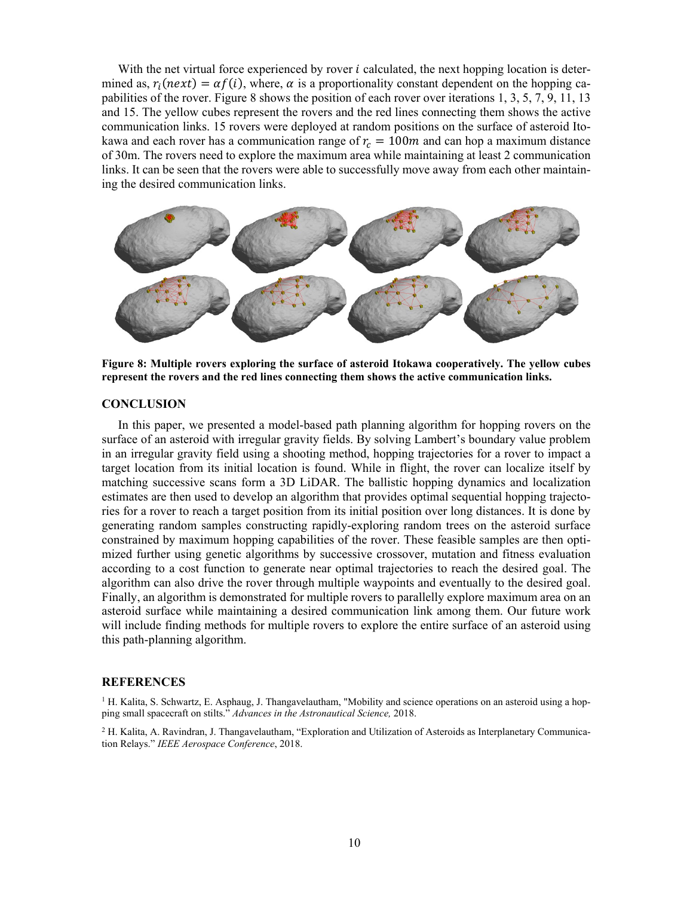With the net virtual force experienced by rover $i$ calculated, the next hopping location is determined as, $r_i(next) = \alpha f(i)$, where, $\alpha$ is a proportionality constant dependent on the hopping capabilities of the rover. Figure 8 shows the position of each rover over iterations 1, 3, 5, 7, 9, 11, 13 and 15. The yellow cubes represent the rovers and the red lines connecting them shows the active communication links. 15 rovers were deployed at random positions on the surface of asteroid Itokawa and each rover has a communication range of $r_c = 100m$ and can hop a maximum distance of 30m. The rovers need to explore the maximum area while maintaining at least 2 communication links. It can be seen that the rovers were able to successfully move away from each other maintaining the desired communication links.

**Figure 8: Multiple rovers exploring the surface of asteroid Itokawa cooperatively. The yellow cubes represent the rovers and the red lines connecting them shows the active communication links.**

## CONCLUSION

In this paper, we presented a model-based path planning algorithm for hopping rovers on the surface of an asteroid with irregular gravity fields. By solving Lambert's boundary value problem in an irregular gravity field using a shooting method, hopping trajectories for a rover to impact a target location from its initial location is found. While in flight, the rover can localize itself by matching successive scans form a 3D LiDAR. The ballistic hopping dynamics and localization estimates are then used to develop an algorithm that provides optimal sequential hopping trajectories for a rover to reach a target position from its initial position over long distances. It is done by generating random samples constructing rapidly-exploring random trees on the asteroid surface constrained by maximum hopping capabilities of the rover. These feasible samples are then optimized further using genetic algorithms by successive crossover, mutation and fitness evaluation according to a cost function to generate near optimal trajectories to reach the desired goal. The algorithm can also drive the rover through multiple waypoints and eventually to the desired goal. Finally, an algorithm is demonstrated for multiple rovers to parallelly explore maximum area on an asteroid surface while maintaining a desired communication link among them. Our future work will include finding methods for multiple rovers to explore the entire surface of an asteroid using this path-planning algorithm.

## REFERENCES

[1] H. Kalita, S. Schwartz, E. Asphaug, J. Thangavelautham, "Mobility and science operations on an asteroid using a hopping small spacecraft on stilts." *Advances in the Astronautical Science,* 2018.

[2] H. Kalita, A. Ravindran, J. Thangavelautham, "Exploration and Utilization of Asteroids as Interplanetary Communication Relays." *IEEE Aerospace Conference*, 2018.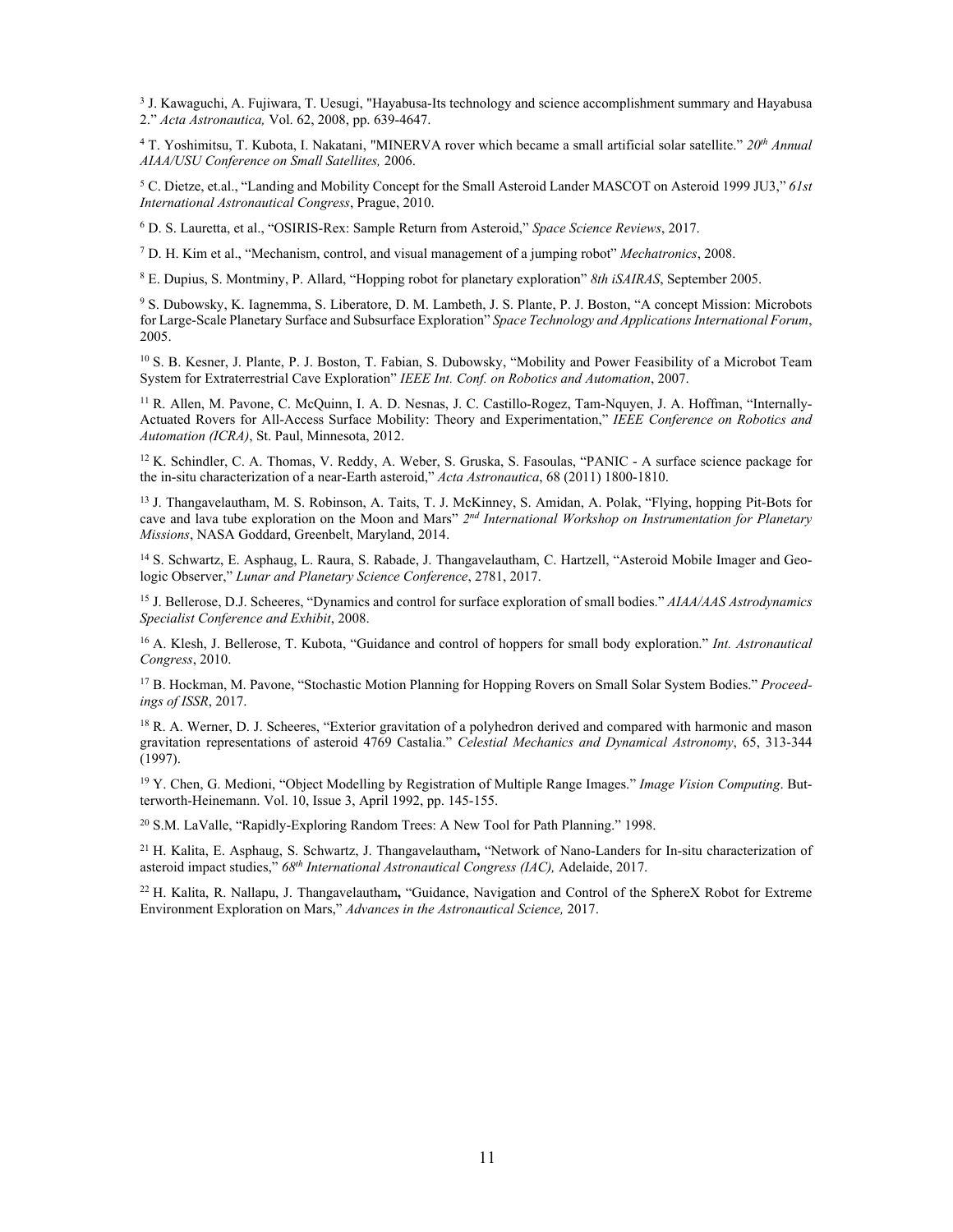[3] J. Kawaguchi, A. Fujiwara, T. Uesugi, "Hayabusa-Its technology and science accomplishment summary and Hayabusa 2." *Acta Astronautica,* Vol. 62, 2008, pp. 639-4647.

[4] T. Yoshimitsu, T. Kubota, I. Nakatani, "MINERVA rover which became a small artificial solar satellite." *20th Annual AIAA/USU Conference on Small Satellites,* 2006.

[5] C. Dietze, et.al., "Landing and Mobility Concept for the Small Asteroid Lander MASCOT on Asteroid 1999 JU3," *61st International Astronautical Congress*, Prague, 2010.

[6] D. S. Lauretta, et al., "OSIRIS-Rex: Sample Return from Asteroid," *Space Science Reviews*, 2017.

[7] D. H. Kim et al., "Mechanism, control, and visual management of a jumping robot" *Mechatronics*, 2008.

[8] E. Dupius, S. Montminy, P. Allard, "Hopping robot for planetary exploration" *8th iSAIRAS*, September 2005.

[9] S. Dubowsky, K. Iagnemma, S. Liberatore, D. M. Lambeth, J. S. Plante, P. J. Boston, "A concept Mission: Microbots for Large-Scale Planetary Surface and Subsurface Exploration" *Space Technology and Applications International Forum*, 2005.

[10] S. B. Kesner, J. Plante, P. J. Boston, T. Fabian, S. Dubowsky, "Mobility and Power Feasibility of a Microbot Team System for Extraterrestrial Cave Exploration" *IEEE Int. Conf. on Robotics and Automation*, 2007.

[11] R. Allen, M. Pavone, C. McQuinn, I. A. D. Nesnas, J. C. Castillo-Rogez, Tam-Nquyen, J. A. Hoffman, "Internally-Actuated Rovers for All-Access Surface Mobility: Theory and Experimentation," *IEEE Conference on Robotics and Automation (ICRA)*, St. Paul, Minnesota, 2012.

[12] K. Schindler, C. A. Thomas, V. Reddy, A. Weber, S. Gruska, S. Fasoulas, "PANIC - A surface science package for the in-situ characterization of a near-Earth asteroid," *Acta Astronautica*, 68 (2011) 1800-1810.

[13] J. Thangavelautham, M. S. Robinson, A. Taits, T. J. McKinney, S. Amidan, A. Polak, "Flying, hopping Pit-Bots for cave and lava tube exploration on the Moon and Mars" *2nd International Workshop on Instrumentation for Planetary Missions*, NASA Goddard, Greenbelt, Maryland, 2014.

[14] S. Schwartz, E. Asphaug, L. Raura, S. Rabade, J. Thangavelautham, C. Hartzell, "Asteroid Mobile Imager and Geologic Observer," *Lunar and Planetary Science Conference*, 2781, 2017.

[15] J. Bellerose, D.J. Scheeres, "Dynamics and control for surface exploration of small bodies." *AIAA/AAS Astrodynamics Specialist Conference and Exhibit*, 2008.

[16] A. Klesh, J. Bellerose, T. Kubota, "Guidance and control of hoppers for small body exploration." *Int. Astronautical Congress*, 2010.

[17] B. Hockman, M. Pavone, "Stochastic Motion Planning for Hopping Rovers on Small Solar System Bodies." *Proceedings of ISSR*, 2017.

[18] R. A. Werner, D. J. Scheeres, "Exterior gravitation of a polyhedron derived and compared with harmonic and mason gravitation representations of asteroid 4769 Castalia." *Celestial Mechanics and Dynamical Astronomy*, 65, 313-344 (1997).

[19] Y. Chen, G. Medioni, "Object Modelling by Registration of Multiple Range Images." *Image Vision Computing*. Butterworth-Heinemann. Vol. 10, Issue 3, April 1992, pp. 145-155.

[20] S.M. LaValle, "Rapidly-Exploring Random Trees: A New Tool for Path Planning." 1998.

[21] H. Kalita, E. Asphaug, S. Schwartz, J. Thangavelautham**,** "Network of Nano-Landers for In-situ characterization of asteroid impact studies," *68th International Astronautical Congress (IAC),* Adelaide, 2017.

[22] H. Kalita, R. Nallapu, J. Thangavelautham**,** "Guidance, Navigation and Control of the SphereX Robot for Extreme Environment Exploration on Mars," *Advances in the Astronautical Science,* 2017.